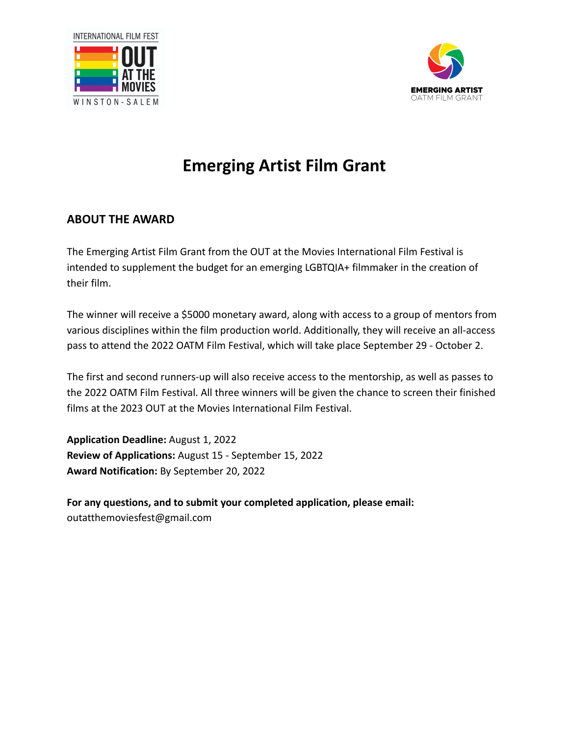# Emerging Artist Film Grant

## ABOUT THE AWARD

The Emerging Artist Film Grant from the OUT at the Movies International Film Festival is intended to supplement the budget for an emerging LGBTQIA+ filmmaker in the creation of their film.

The winner will receive a $5000 monetary award, along with access to a group of mentors from various disciplines within the film production world. Additionally, they will receive an all-access pass to attend the 2022 OATM Film Festival, which will take place September 29 - October 2.

The first and second runners-up will also receive access to the mentorship, as well as passes to the 2022 OATM Film Festival. All three winners will be given the chance to screen their finished films at the 2023 OUT at the Movies International Film Festival.

**Application Deadline:** August 1, 2022
**Review of Applications:** August 15 - September 15, 2022
**Award Notification:** By September 20, 2022

**For any questions, and to submit your completed application, please email:**
outatthemoviesfest@gmail.com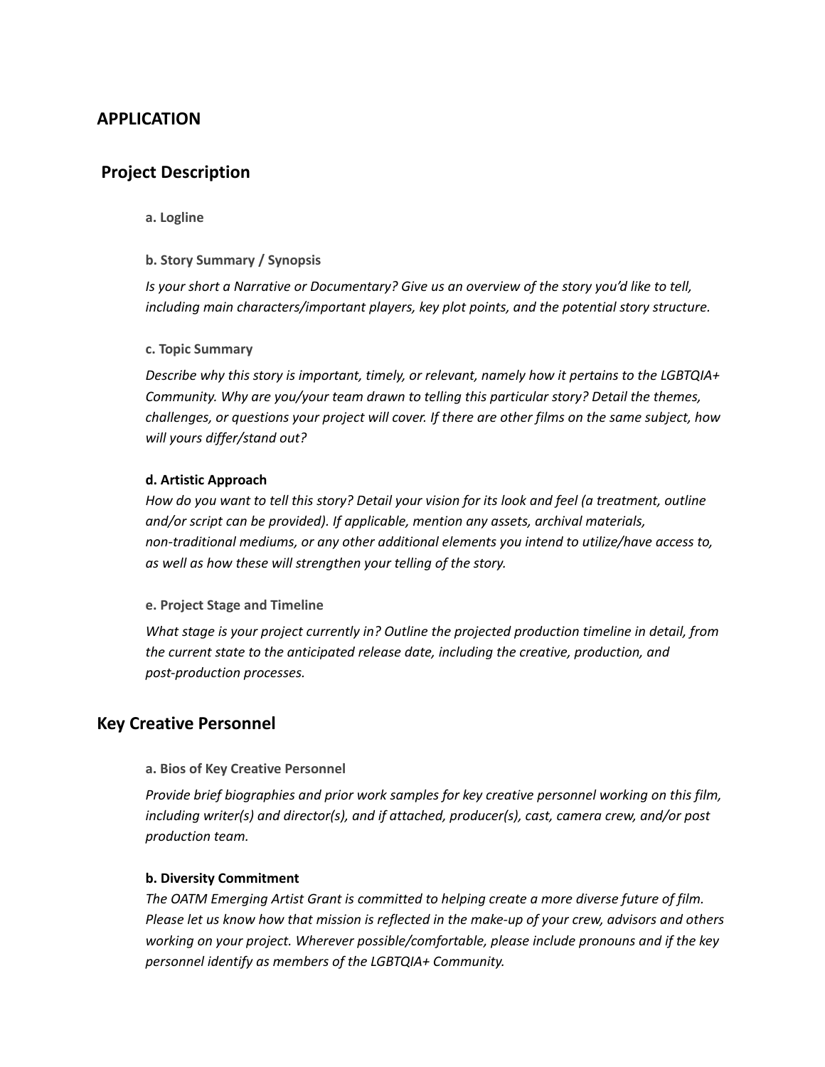## APPLICATION

## Project Description

### a. Logline

### b. Story Summary / Synopsis

*Is your short a Narrative or Documentary? Give us an overview of the story you'd like to tell, including main characters/important players, key plot points, and the potential story structure.*

### c. Topic Summary

*Describe why this story is important, timely, or relevant, namely how it pertains to the LGBTQIA+ Community. Why are you/your team drawn to telling this particular story? Detail the themes, challenges, or questions your project will cover. If there are other films on the same subject, how will yours differ/stand out?*

### d. Artistic Approach

*How do you want to tell this story? Detail your vision for its look and feel (a treatment, outline and/or script can be provided). If applicable, mention any assets, archival materials, non-traditional mediums, or any other additional elements you intend to utilize/have access to, as well as how these will strengthen your telling of the story.*

### e. Project Stage and Timeline

*What stage is your project currently in? Outline the projected production timeline in detail, from the current state to the anticipated release date, including the creative, production, and post-production processes.*

## Key Creative Personnel

### a. Bios of Key Creative Personnel

*Provide brief biographies and prior work samples for key creative personnel working on this film, including writer(s) and director(s), and if attached, producer(s), cast, camera crew, and/or post production team.*

### b. Diversity Commitment

*The OATM Emerging Artist Grant is committed to helping create a more diverse future of film. Please let us know how that mission is reflected in the make-up of your crew, advisors and others working on your project. Wherever possible/comfortable, please include pronouns and if the key personnel identify as members of the LGBTQIA+ Community.*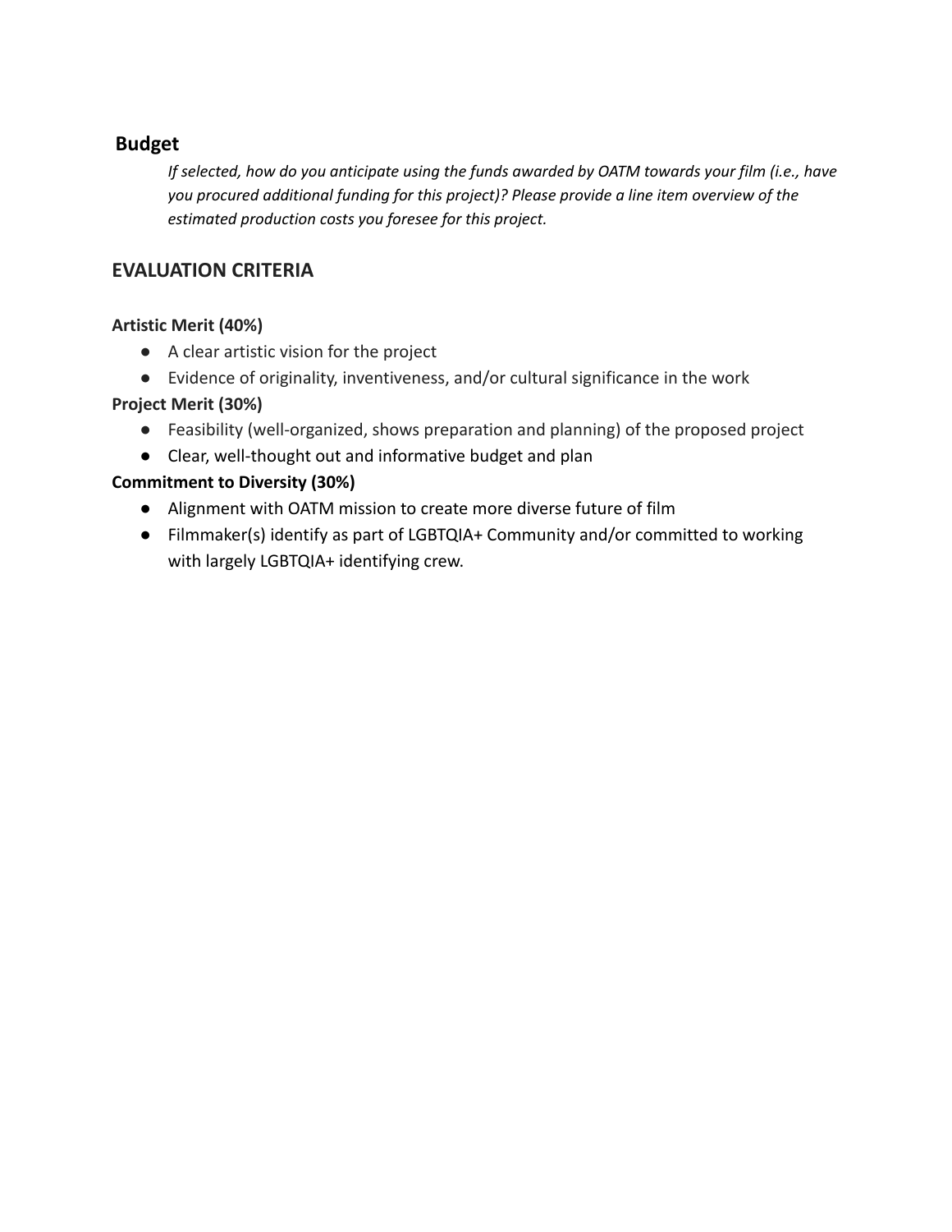## Budget

*If selected, how do you anticipate using the funds awarded by OATM towards your film (i.e., have you procured additional funding for this project)? Please provide a line item overview of the estimated production costs you foresee for this project.*

## EVALUATION CRITERIA

**Artistic Merit (40%)**

- A clear artistic vision for the project
- Evidence of originality, inventiveness, and/or cultural significance in the work

**Project Merit (30%)**

- Feasibility (well-organized, shows preparation and planning) of the proposed project
- Clear, well-thought out and informative budget and plan

**Commitment to Diversity (30%)**

- Alignment with OATM mission to create more diverse future of film
- Filmmaker(s) identify as part of LGBTQIA+ Community and/or committed to working with largely LGBTQIA+ identifying crew.